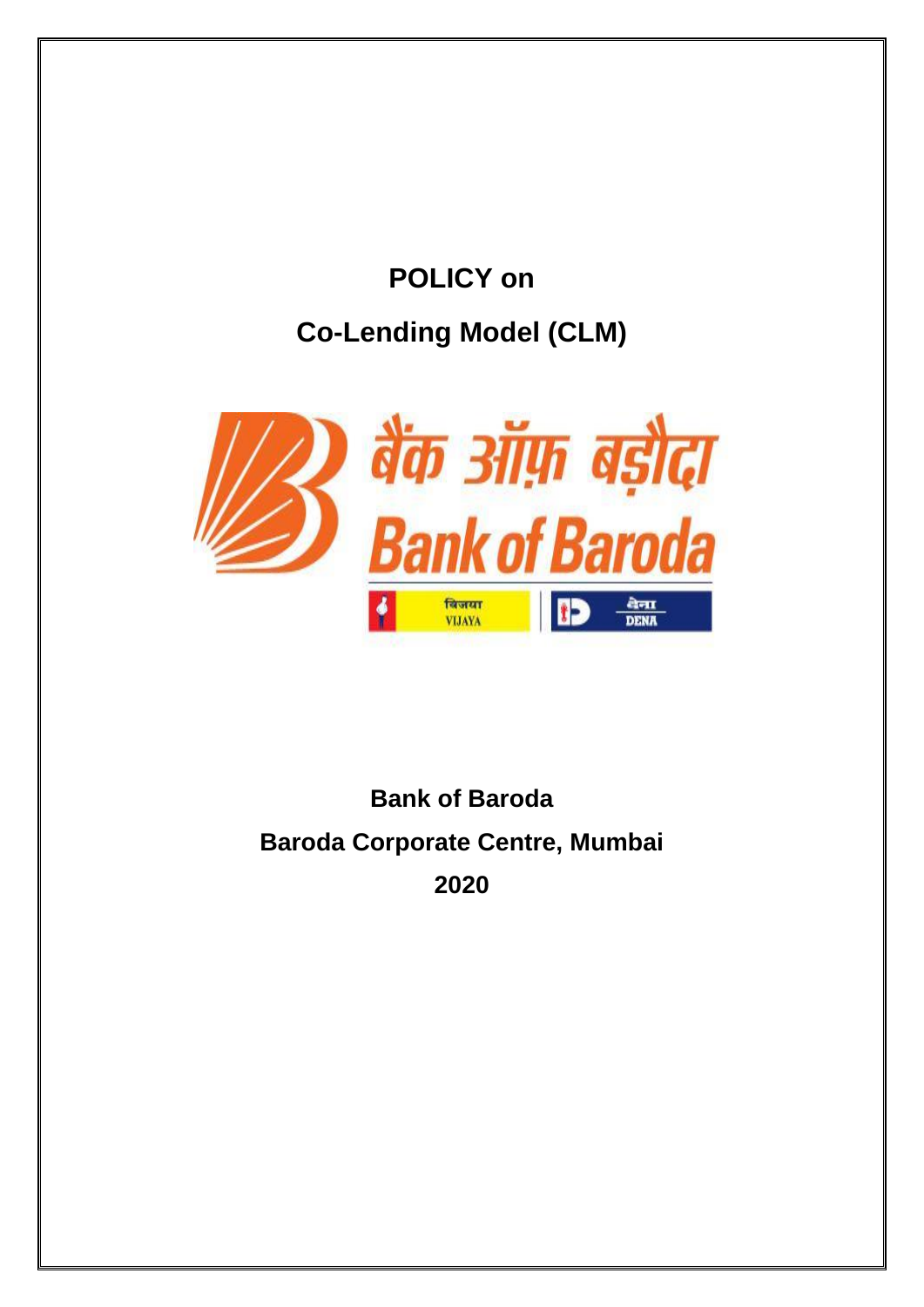# POLICY on

# Co-Lending Model (CLM)

**Bank of Baroda**

**Baroda Corporate Centre, Mumbai**

**2020**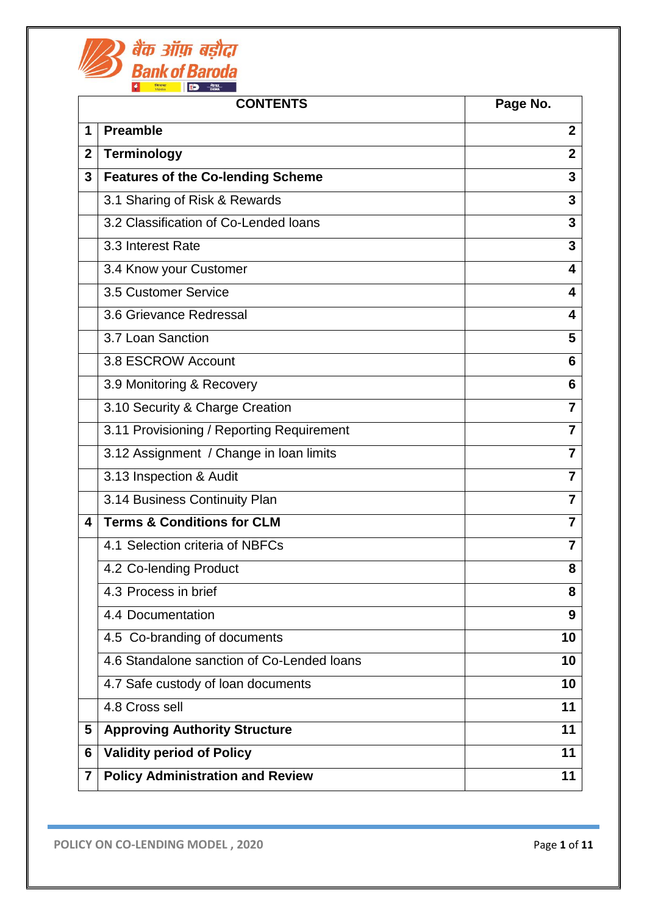|  | CONTENTS | Page No. |
|---|---|---|
| 1 | **Preamble** | **2** |
| 2 | **Terminology** | **2** |
| 3 | **Features of the Co-lending Scheme** | **3** |
|  | 3.1 Sharing of Risk & Rewards | **3** |
|  | 3.2 Classification of Co-Lended loans | **3** |
|  | 3.3 Interest Rate | **3** |
|  | 3.4 Know your Customer | **4** |
|  | 3.5 Customer Service | **4** |
|  | 3.6 Grievance Redressal | **4** |
|  | 3.7 Loan Sanction | **5** |
|  | 3.8 ESCROW Account | **6** |
|  | 3.9 Monitoring & Recovery | **6** |
|  | 3.10 Security & Charge Creation | **7** |
|  | 3.11 Provisioning / Reporting Requirement | **7** |
|  | 3.12 Assignment / Change in loan limits | **7** |
|  | 3.13 Inspection & Audit | **7** |
|  | 3.14 Business Continuity Plan | **7** |
| 4 | **Terms & Conditions for CLM** | **7** |
|  | 4.1 Selection criteria of NBFCs | **7** |
|  | 4.2 Co-lending Product | **8** |
|  | 4.3 Process in brief | **8** |
|  | 4.4 Documentation | **9** |
|  | 4.5 Co-branding of documents | **10** |
|  | 4.6 Standalone sanction of Co-Lended loans | **10** |
|  | 4.7 Safe custody of loan documents | **10** |
|  | 4.8 Cross sell | **11** |
| 5 | **Approving Authority Structure** | **11** |
| 6 | **Validity period of Policy** | **11** |
| 7 | **Policy Administration and Review** | **11** |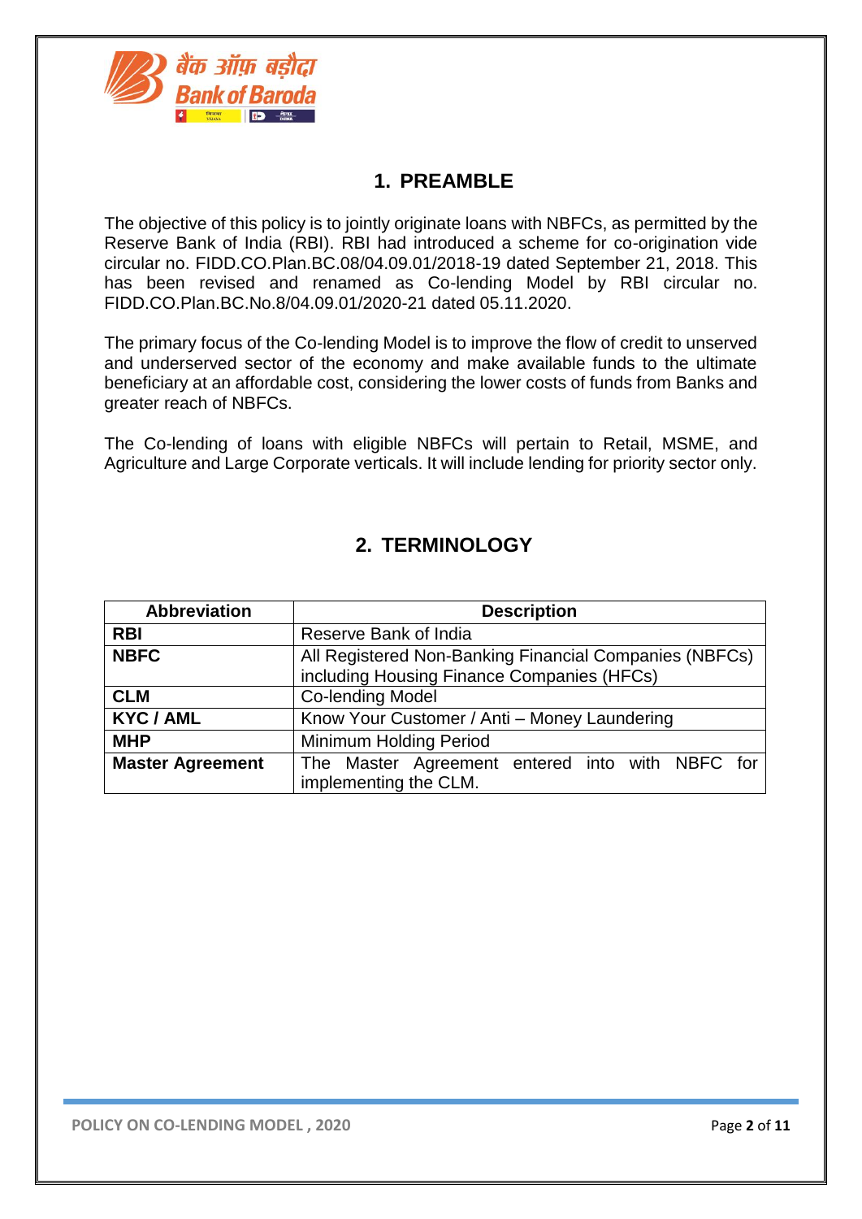## 1. PREAMBLE

The objective of this policy is to jointly originate loans with NBFCs, as permitted by the Reserve Bank of India (RBI). RBI had introduced a scheme for co-origination vide circular no. FIDD.CO.Plan.BC.08/04.09.01/2018-19 dated September 21, 2018. This has been revised and renamed as Co-lending Model by RBI circular no. FIDD.CO.Plan.BC.No.8/04.09.01/2020-21 dated 05.11.2020.

The primary focus of the Co-lending Model is to improve the flow of credit to unserved and underserved sector of the economy and make available funds to the ultimate beneficiary at an affordable cost, considering the lower costs of funds from Banks and greater reach of NBFCs.

The Co-lending of loans with eligible NBFCs will pertain to Retail, MSME, and Agriculture and Large Corporate verticals. It will include lending for priority sector only.

## 2. TERMINOLOGY

| Abbreviation | Description |
|---|---|
| **RBI** | Reserve Bank of India |
| **NBFC** | All Registered Non-Banking Financial Companies (NBFCs) including Housing Finance Companies (HFCs) |
| **CLM** | Co-lending Model |
| **KYC / AML** | Know Your Customer / Anti – Money Laundering |
| **MHP** | Minimum Holding Period |
| **Master Agreement** | The Master Agreement entered into with NBFC for implementing the CLM. |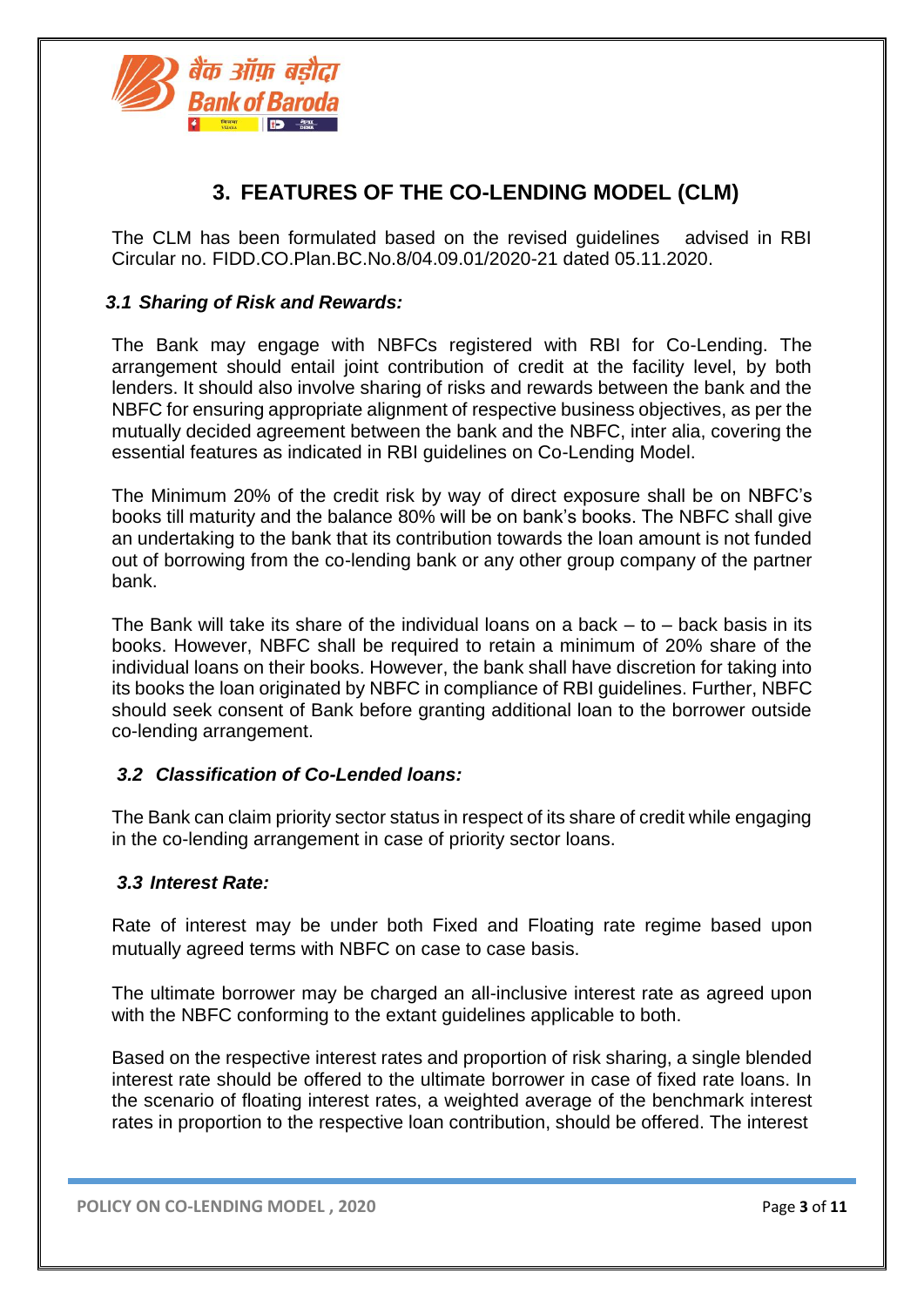## 3. FEATURES OF THE CO-LENDING MODEL (CLM)

The CLM has been formulated based on the revised guidelines advised in RBI Circular no. FIDD.CO.Plan.BC.No.8/04.09.01/2020-21 dated 05.11.2020.

### *3.1 Sharing of Risk and Rewards:*

The Bank may engage with NBFCs registered with RBI for Co-Lending. The arrangement should entail joint contribution of credit at the facility level, by both lenders. It should also involve sharing of risks and rewards between the bank and the NBFC for ensuring appropriate alignment of respective business objectives, as per the mutually decided agreement between the bank and the NBFC, inter alia, covering the essential features as indicated in RBI guidelines on Co-Lending Model.

The Minimum 20% of the credit risk by way of direct exposure shall be on NBFC's books till maturity and the balance 80% will be on bank's books. The NBFC shall give an undertaking to the bank that its contribution towards the loan amount is not funded out of borrowing from the co-lending bank or any other group company of the partner bank.

The Bank will take its share of the individual loans on a back – to – back basis in its books. However, NBFC shall be required to retain a minimum of 20% share of the individual loans on their books. However, the bank shall have discretion for taking into its books the loan originated by NBFC in compliance of RBI guidelines. Further, NBFC should seek consent of Bank before granting additional loan to the borrower outside co-lending arrangement.

### *3.2 Classification of Co-Lended loans:*

The Bank can claim priority sector status in respect of its share of credit while engaging in the co-lending arrangement in case of priority sector loans.

### *3.3 Interest Rate:*

Rate of interest may be under both Fixed and Floating rate regime based upon mutually agreed terms with NBFC on case to case basis.

The ultimate borrower may be charged an all-inclusive interest rate as agreed upon with the NBFC conforming to the extant guidelines applicable to both.

Based on the respective interest rates and proportion of risk sharing, a single blended interest rate should be offered to the ultimate borrower in case of fixed rate loans. In the scenario of floating interest rates, a weighted average of the benchmark interest rates in proportion to the respective loan contribution, should be offered. The interest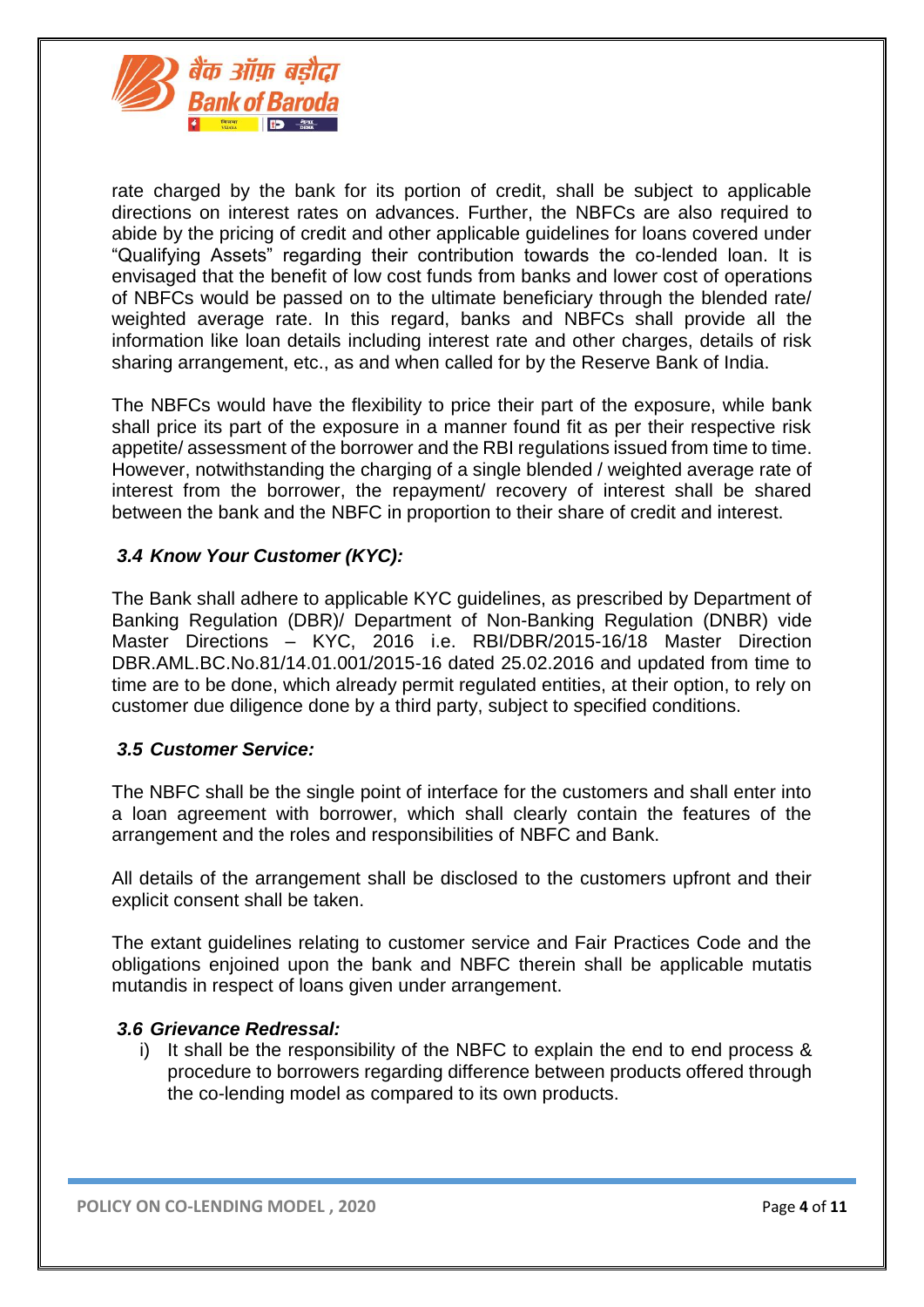rate charged by the bank for its portion of credit, shall be subject to applicable directions on interest rates on advances. Further, the NBFCs are also required to abide by the pricing of credit and other applicable guidelines for loans covered under "Qualifying Assets" regarding their contribution towards the co-lended loan. It is envisaged that the benefit of low cost funds from banks and lower cost of operations of NBFCs would be passed on to the ultimate beneficiary through the blended rate/ weighted average rate. In this regard, banks and NBFCs shall provide all the information like loan details including interest rate and other charges, details of risk sharing arrangement, etc., as and when called for by the Reserve Bank of India.

The NBFCs would have the flexibility to price their part of the exposure, while bank shall price its part of the exposure in a manner found fit as per their respective risk appetite/ assessment of the borrower and the RBI regulations issued from time to time. However, notwithstanding the charging of a single blended / weighted average rate of interest from the borrower, the repayment/ recovery of interest shall be shared between the bank and the NBFC in proportion to their share of credit and interest.

### *3.4 Know Your Customer (KYC):*

The Bank shall adhere to applicable KYC guidelines, as prescribed by Department of Banking Regulation (DBR)/ Department of Non-Banking Regulation (DNBR) vide Master Directions – KYC, 2016 i.e. RBI/DBR/2015-16/18 Master Direction DBR.AML.BC.No.81/14.01.001/2015-16 dated 25.02.2016 and updated from time to time are to be done, which already permit regulated entities, at their option, to rely on customer due diligence done by a third party, subject to specified conditions.

### *3.5 Customer Service:*

The NBFC shall be the single point of interface for the customers and shall enter into a loan agreement with borrower, which shall clearly contain the features of the arrangement and the roles and responsibilities of NBFC and Bank.

All details of the arrangement shall be disclosed to the customers upfront and their explicit consent shall be taken.

The extant guidelines relating to customer service and Fair Practices Code and the obligations enjoined upon the bank and NBFC therein shall be applicable mutatis mutandis in respect of loans given under arrangement.

### *3.6 Grievance Redressal:*

i) It shall be the responsibility of the NBFC to explain the end to end process & procedure to borrowers regarding difference between products offered through the co-lending model as compared to its own products.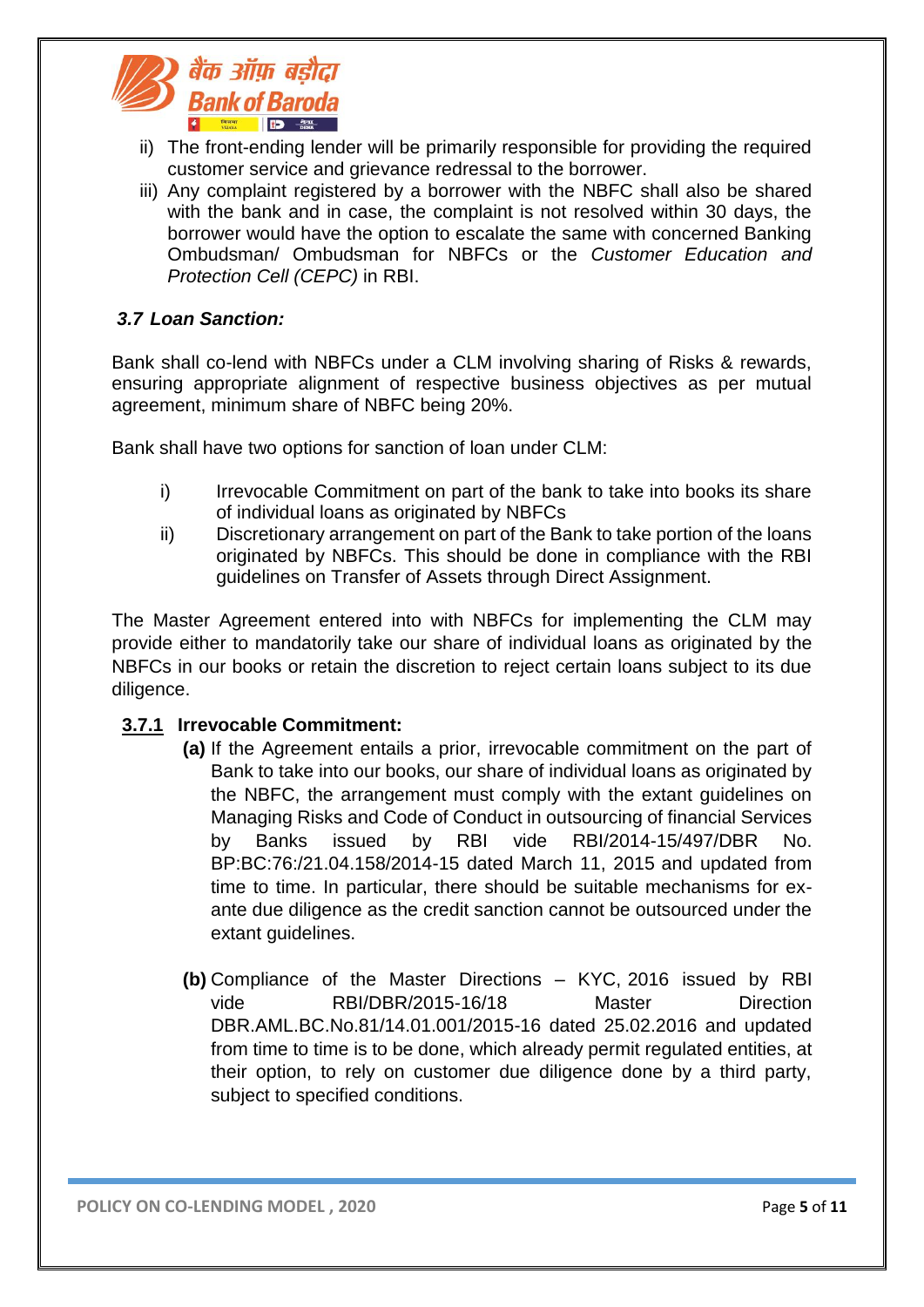ii) The front-ending lender will be primarily responsible for providing the required customer service and grievance redressal to the borrower.

iii) Any complaint registered by a borrower with the NBFC shall also be shared with the bank and in case, the complaint is not resolved within 30 days, the borrower would have the option to escalate the same with concerned Banking Ombudsman/ Ombudsman for NBFCs or the *Customer Education and Protection Cell (CEPC)* in RBI.

### *3.7 Loan Sanction:*

Bank shall co-lend with NBFCs under a CLM involving sharing of Risks & rewards, ensuring appropriate alignment of respective business objectives as per mutual agreement, minimum share of NBFC being 20%.

Bank shall have two options for sanction of loan under CLM:

i) Irrevocable Commitment on part of the bank to take into books its share of individual loans as originated by NBFCs

ii) Discretionary arrangement on part of the Bank to take portion of the loans originated by NBFCs. This should be done in compliance with the RBI guidelines on Transfer of Assets through Direct Assignment.

The Master Agreement entered into with NBFCs for implementing the CLM may provide either to mandatorily take our share of individual loans as originated by the NBFCs in our books or retain the discretion to reject certain loans subject to its due diligence.

#### **3.7.1 Irrevocable Commitment:**

**(a)** If the Agreement entails a prior, irrevocable commitment on the part of Bank to take into our books, our share of individual loans as originated by the NBFC, the arrangement must comply with the extant guidelines on Managing Risks and Code of Conduct in outsourcing of financial Services by Banks issued by RBI vide RBI/2014-15/497/DBR No. BP:BC:76:/21.04.158/2014-15 dated March 11, 2015 and updated from time to time. In particular, there should be suitable mechanisms for ex-ante due diligence as the credit sanction cannot be outsourced under the extant guidelines.

**(b)** Compliance of the Master Directions – KYC, 2016 issued by RBI vide RBI/DBR/2015-16/18 Master Direction DBR.AML.BC.No.81/14.01.001/2015-16 dated 25.02.2016 and updated from time to time is to be done, which already permit regulated entities, at their option, to rely on customer due diligence done by a third party, subject to specified conditions.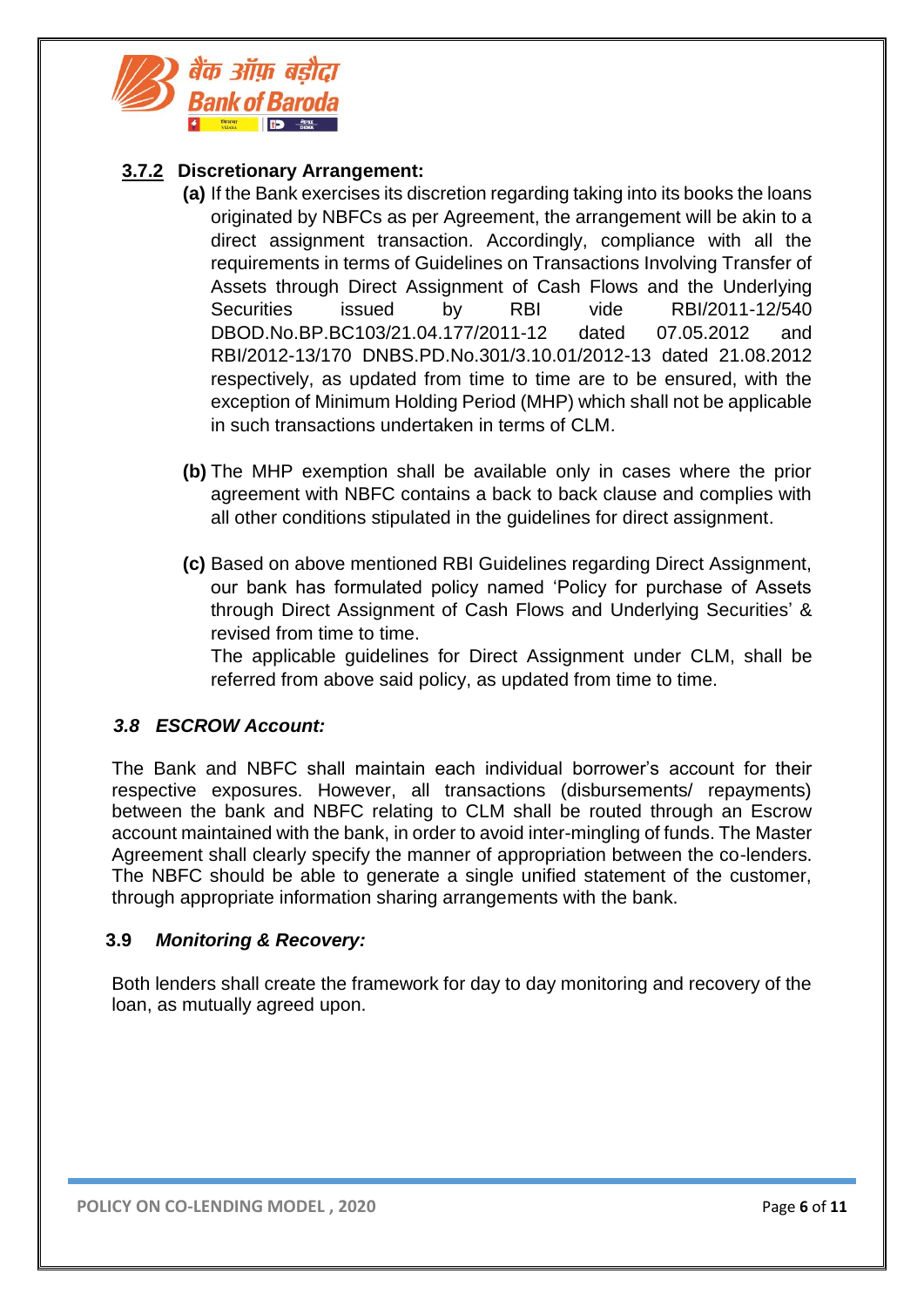### 3.7.2 Discretionary Arrangement:

**(a)** If the Bank exercises its discretion regarding taking into its books the loans originated by NBFCs as per Agreement, the arrangement will be akin to a direct assignment transaction. Accordingly, compliance with all the requirements in terms of Guidelines on Transactions Involving Transfer of Assets through Direct Assignment of Cash Flows and the Underlying Securities issued by RBI vide RBI/2011-12/540 DBOD.No.BP.BC103/21.04.177/2011-12 dated 07.05.2012 and RBI/2012-13/170 DNBS.PD.No.301/3.10.01/2012-13 dated 21.08.2012 respectively, as updated from time to time are to be ensured, with the exception of Minimum Holding Period (MHP) which shall not be applicable in such transactions undertaken in terms of CLM.

**(b)** The MHP exemption shall be available only in cases where the prior agreement with NBFC contains a back to back clause and complies with all other conditions stipulated in the guidelines for direct assignment.

**(c)** Based on above mentioned RBI Guidelines regarding Direct Assignment, our bank has formulated policy named 'Policy for purchase of Assets through Direct Assignment of Cash Flows and Underlying Securities' & revised from time to time.

The applicable guidelines for Direct Assignment under CLM, shall be referred from above said policy, as updated from time to time.

### *3.8 ESCROW Account:*

The Bank and NBFC shall maintain each individual borrower's account for their respective exposures. However, all transactions (disbursements/ repayments) between the bank and NBFC relating to CLM shall be routed through an Escrow account maintained with the bank, in order to avoid inter-mingling of funds. The Master Agreement shall clearly specify the manner of appropriation between the co-lenders. The NBFC should be able to generate a single unified statement of the customer, through appropriate information sharing arrangements with the bank.

### 3.9 *Monitoring & Recovery:*

Both lenders shall create the framework for day to day monitoring and recovery of the loan, as mutually agreed upon.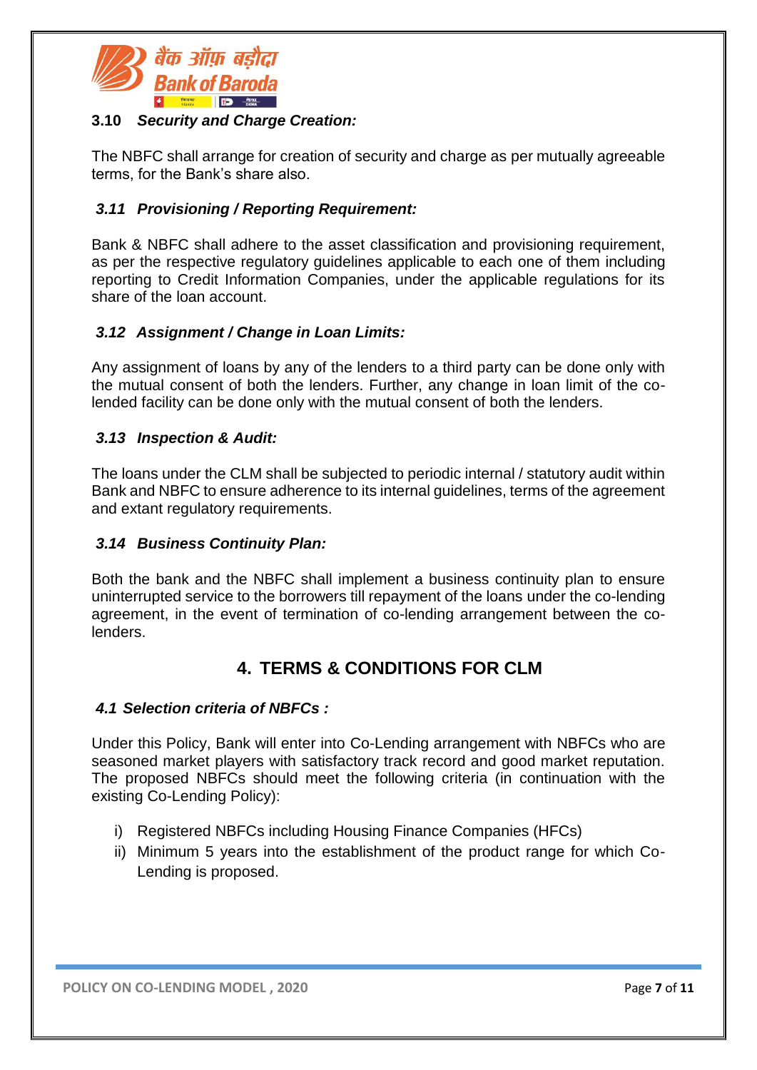### 3.10 *Security and Charge Creation:*

The NBFC shall arrange for creation of security and charge as per mutually agreeable terms, for the Bank's share also.

### *3.11 Provisioning / Reporting Requirement:*

Bank & NBFC shall adhere to the asset classification and provisioning requirement, as per the respective regulatory guidelines applicable to each one of them including reporting to Credit Information Companies, under the applicable regulations for its share of the loan account.

### *3.12 Assignment / Change in Loan Limits:*

Any assignment of loans by any of the lenders to a third party can be done only with the mutual consent of both the lenders. Further, any change in loan limit of the co-lended facility can be done only with the mutual consent of both the lenders.

### *3.13 Inspection & Audit:*

The loans under the CLM shall be subjected to periodic internal / statutory audit within Bank and NBFC to ensure adherence to its internal guidelines, terms of the agreement and extant regulatory requirements.

### *3.14 Business Continuity Plan:*

Both the bank and the NBFC shall implement a business continuity plan to ensure uninterrupted service to the borrowers till repayment of the loans under the co-lending agreement, in the event of termination of co-lending arrangement between the co-lenders.

## 4. TERMS & CONDITIONS FOR CLM

### *4.1 Selection criteria of NBFCs :*

Under this Policy, Bank will enter into Co-Lending arrangement with NBFCs who are seasoned market players with satisfactory track record and good market reputation. The proposed NBFCs should meet the following criteria (in continuation with the existing Co-Lending Policy):

i) Registered NBFCs including Housing Finance Companies (HFCs)
ii) Minimum 5 years into the establishment of the product range for which Co-Lending is proposed.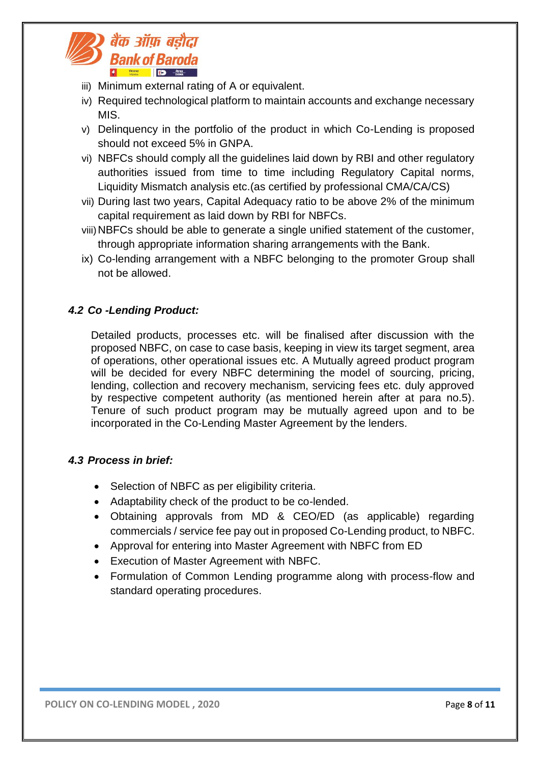iii) Minimum external rating of A or equivalent.
iv) Required technological platform to maintain accounts and exchange necessary MIS.
v) Delinquency in the portfolio of the product in which Co-Lending is proposed should not exceed 5% in GNPA.
vi) NBFCs should comply all the guidelines laid down by RBI and other regulatory authorities issued from time to time including Regulatory Capital norms, Liquidity Mismatch analysis etc.(as certified by professional CMA/CA/CS)
vii) During last two years, Capital Adequacy ratio to be above 2% of the minimum capital requirement as laid down by RBI for NBFCs.
viii) NBFCs should be able to generate a single unified statement of the customer, through appropriate information sharing arrangements with the Bank.
ix) Co-lending arrangement with a NBFC belonging to the promoter Group shall not be allowed.

### *4.2 Co -Lending Product:*

Detailed products, processes etc. will be finalised after discussion with the proposed NBFC, on case to case basis, keeping in view its target segment, area of operations, other operational issues etc. A Mutually agreed product program will be decided for every NBFC determining the model of sourcing, pricing, lending, collection and recovery mechanism, servicing fees etc. duly approved by respective competent authority (as mentioned herein after at para no.5). Tenure of such product program may be mutually agreed upon and to be incorporated in the Co-Lending Master Agreement by the lenders.

### *4.3 Process in brief:*

- Selection of NBFC as per eligibility criteria.
- Adaptability check of the product to be co-lended.
- Obtaining approvals from MD & CEO/ED (as applicable) regarding commercials / service fee pay out in proposed Co-Lending product, to NBFC.
- Approval for entering into Master Agreement with NBFC from ED
- Execution of Master Agreement with NBFC.
- Formulation of Common Lending programme along with process-flow and standard operating procedures.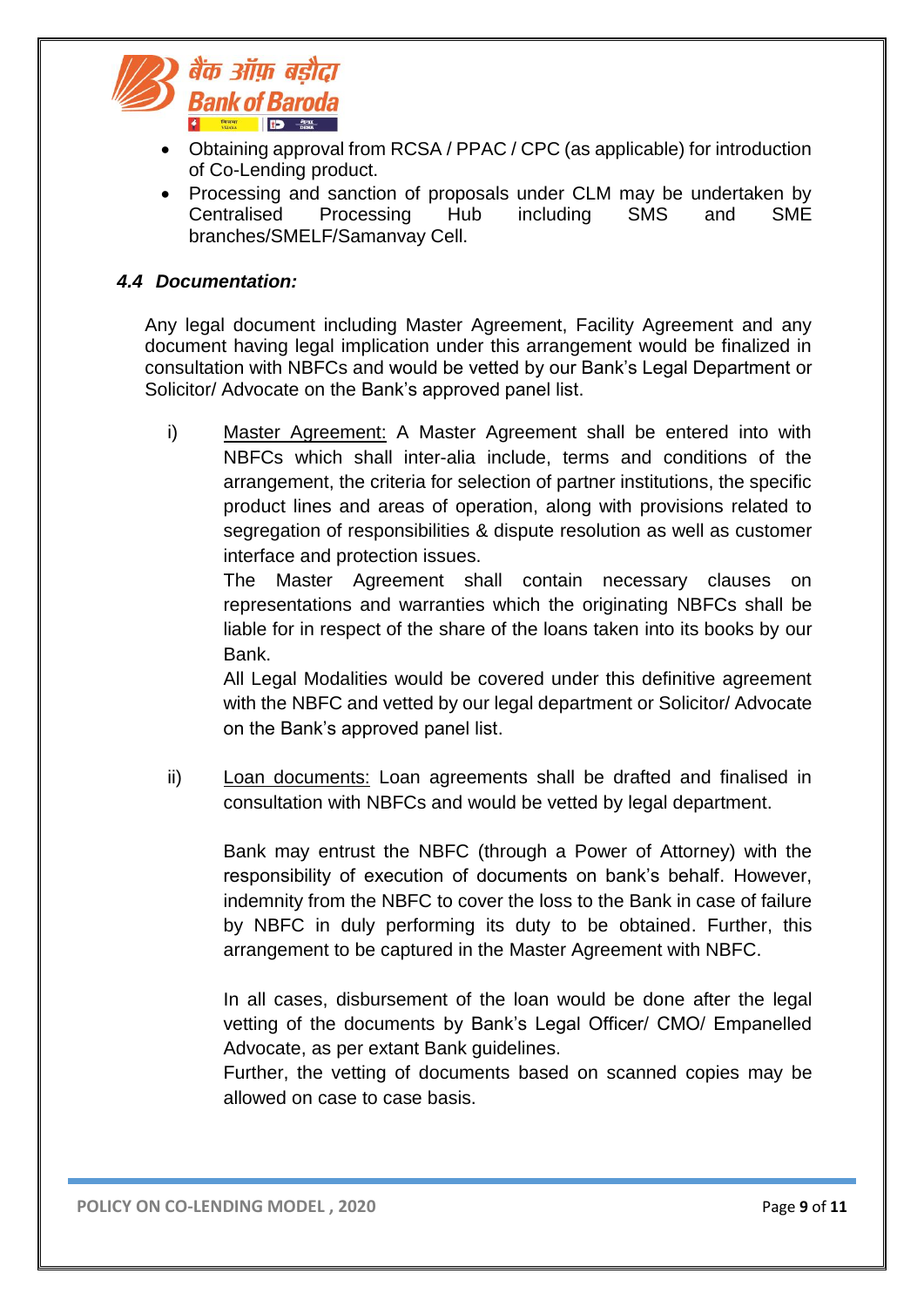- Obtaining approval from RCSA / PPAC / CPC (as applicable) for introduction of Co-Lending product.
- Processing and sanction of proposals under CLM may be undertaken by Centralised Processing Hub including SMS and SME branches/SMELF/Samanvay Cell.

### *4.4 Documentation:*

Any legal document including Master Agreement, Facility Agreement and any document having legal implication under this arrangement would be finalized in consultation with NBFCs and would be vetted by our Bank's Legal Department or Solicitor/ Advocate on the Bank's approved panel list.

i) <u>Master Agreement:</u> A Master Agreement shall be entered into with NBFCs which shall inter-alia include, terms and conditions of the arrangement, the criteria for selection of partner institutions, the specific product lines and areas of operation, along with provisions related to segregation of responsibilities & dispute resolution as well as customer interface and protection issues.
The Master Agreement shall contain necessary clauses on representations and warranties which the originating NBFCs shall be liable for in respect of the share of the loans taken into its books by our Bank.
All Legal Modalities would be covered under this definitive agreement with the NBFC and vetted by our legal department or Solicitor/ Advocate on the Bank's approved panel list.

ii) <u>Loan documents:</u> Loan agreements shall be drafted and finalised in consultation with NBFCs and would be vetted by legal department.

Bank may entrust the NBFC (through a Power of Attorney) with the responsibility of execution of documents on bank's behalf. However, indemnity from the NBFC to cover the loss to the Bank in case of failure by NBFC in duly performing its duty to be obtained. Further, this arrangement to be captured in the Master Agreement with NBFC.

In all cases, disbursement of the loan would be done after the legal vetting of the documents by Bank's Legal Officer/ CMO/ Empanelled Advocate, as per extant Bank guidelines.
Further, the vetting of documents based on scanned copies may be allowed on case to case basis.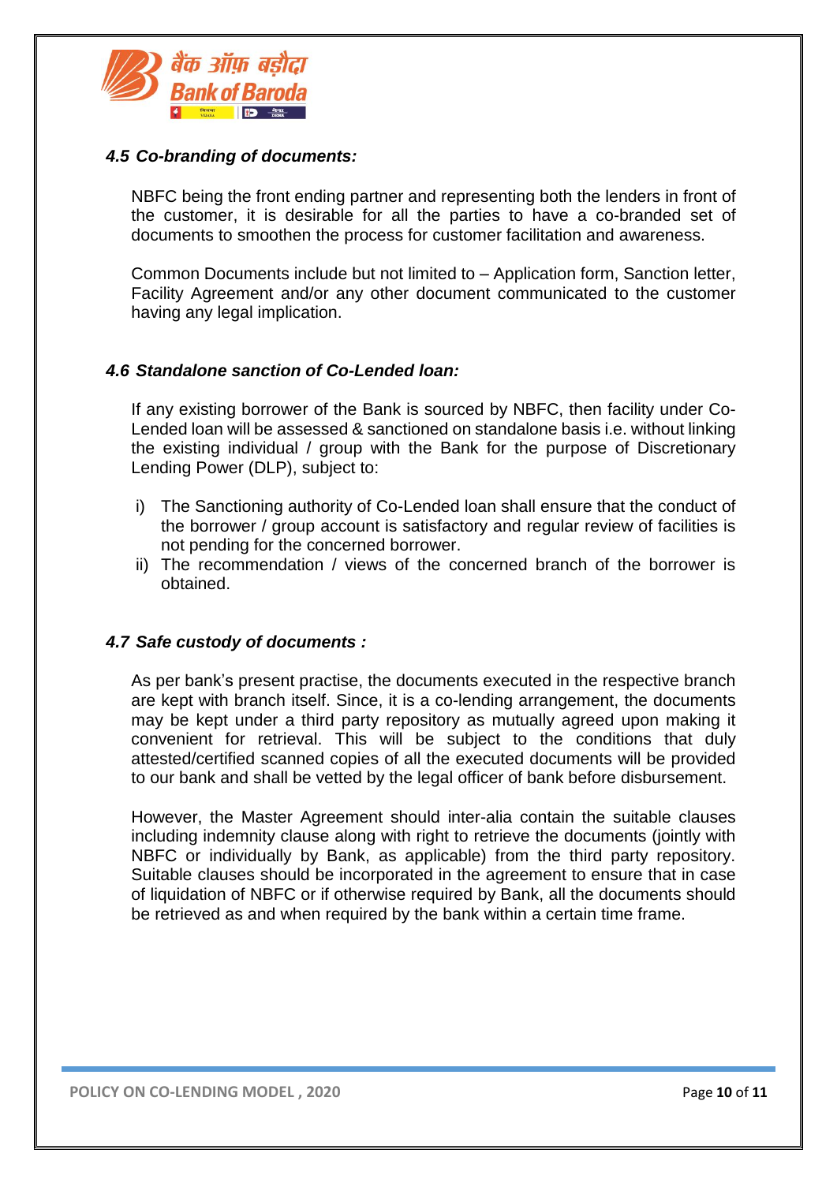### *4.5 Co-branding of documents:*

NBFC being the front ending partner and representing both the lenders in front of the customer, it is desirable for all the parties to have a co-branded set of documents to smoothen the process for customer facilitation and awareness.

Common Documents include but not limited to – Application form, Sanction letter, Facility Agreement and/or any other document communicated to the customer having any legal implication.

### *4.6 Standalone sanction of Co-Lended loan:*

If any existing borrower of the Bank is sourced by NBFC, then facility under Co-Lended loan will be assessed & sanctioned on standalone basis i.e. without linking the existing individual / group with the Bank for the purpose of Discretionary Lending Power (DLP), subject to:

i) The Sanctioning authority of Co-Lended loan shall ensure that the conduct of the borrower / group account is satisfactory and regular review of facilities is not pending for the concerned borrower.

ii) The recommendation / views of the concerned branch of the borrower is obtained.

### *4.7 Safe custody of documents :*

As per bank's present practise, the documents executed in the respective branch are kept with branch itself. Since, it is a co-lending arrangement, the documents may be kept under a third party repository as mutually agreed upon making it convenient for retrieval. This will be subject to the conditions that duly attested/certified scanned copies of all the executed documents will be provided to our bank and shall be vetted by the legal officer of bank before disbursement.

However, the Master Agreement should inter-alia contain the suitable clauses including indemnity clause along with right to retrieve the documents (jointly with NBFC or individually by Bank, as applicable) from the third party repository. Suitable clauses should be incorporated in the agreement to ensure that in case of liquidation of NBFC or if otherwise required by Bank, all the documents should be retrieved as and when required by the bank within a certain time frame.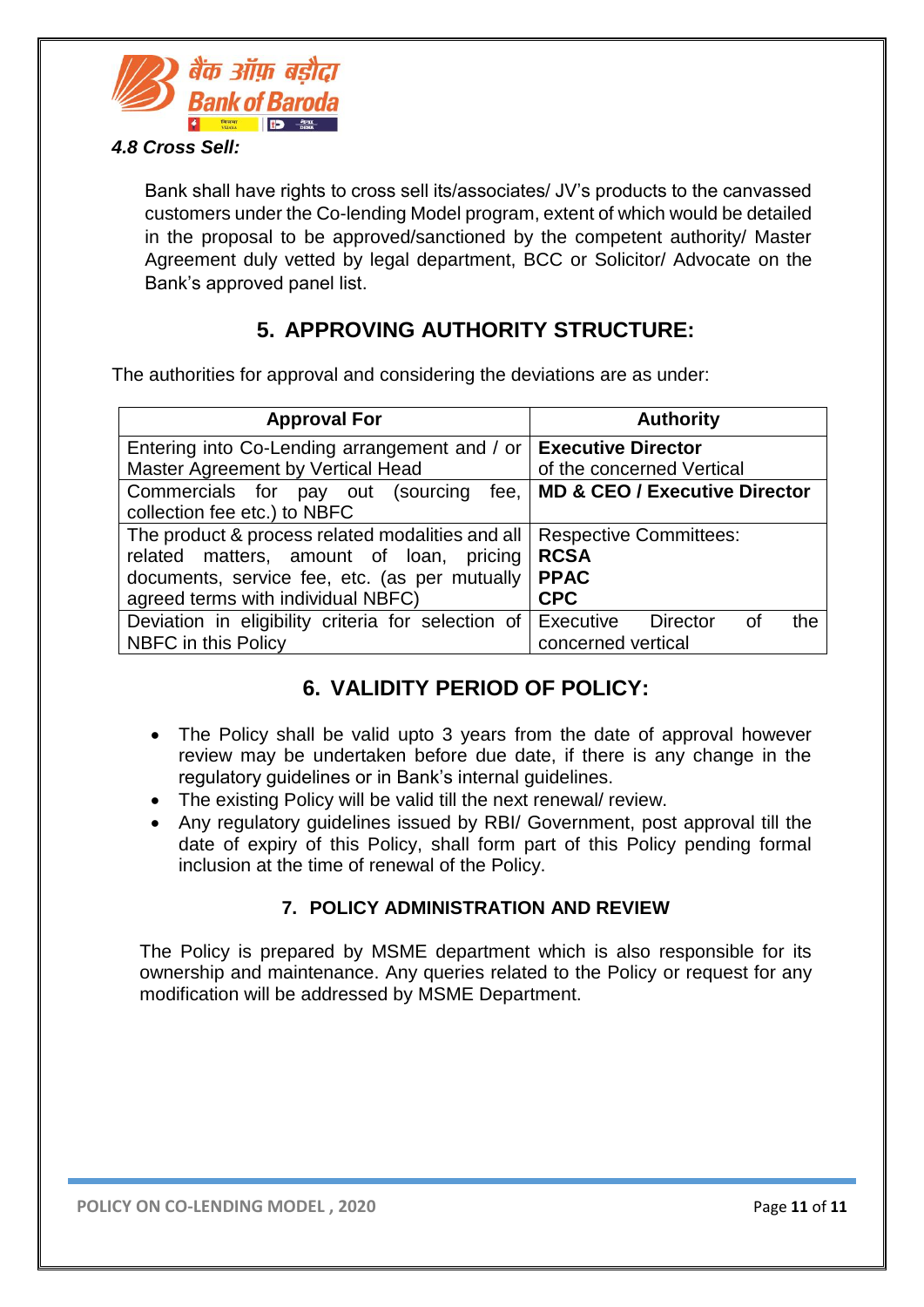*4.8 Cross Sell:*

Bank shall have rights to cross sell its/associates/ JV's products to the canvassed customers under the Co-lending Model program, extent of which would be detailed in the proposal to be approved/sanctioned by the competent authority/ Master Agreement duly vetted by legal department, BCC or Solicitor/ Advocate on the Bank's approved panel list.

## 5. APPROVING AUTHORITY STRUCTURE:

The authorities for approval and considering the deviations are as under:

| Approval For | Authority |
|---|---|
| Entering into Co-Lending arrangement and / or Master Agreement by Vertical Head | **Executive Director** of the concerned Vertical |
| Commercials for pay out (sourcing fee, collection fee etc.) to NBFC | **MD & CEO / Executive Director** |
| The product & process related modalities and all related matters, amount of loan, pricing documents, service fee, etc. (as per mutually agreed terms with individual NBFC) | Respective Committees: **RCSA** **PPAC** **CPC** |
| Deviation in eligibility criteria for selection of NBFC in this Policy | Executive Director of the concerned vertical |

## 6. VALIDITY PERIOD OF POLICY:

- The Policy shall be valid upto 3 years from the date of approval however review may be undertaken before due date, if there is any change in the regulatory guidelines or in Bank's internal guidelines.
- The existing Policy will be valid till the next renewal/ review.
- Any regulatory guidelines issued by RBI/ Government, post approval till the date of expiry of this Policy, shall form part of this Policy pending formal inclusion at the time of renewal of the Policy.

### 7. POLICY ADMINISTRATION AND REVIEW

The Policy is prepared by MSME department which is also responsible for its ownership and maintenance. Any queries related to the Policy or request for any modification will be addressed by MSME Department.